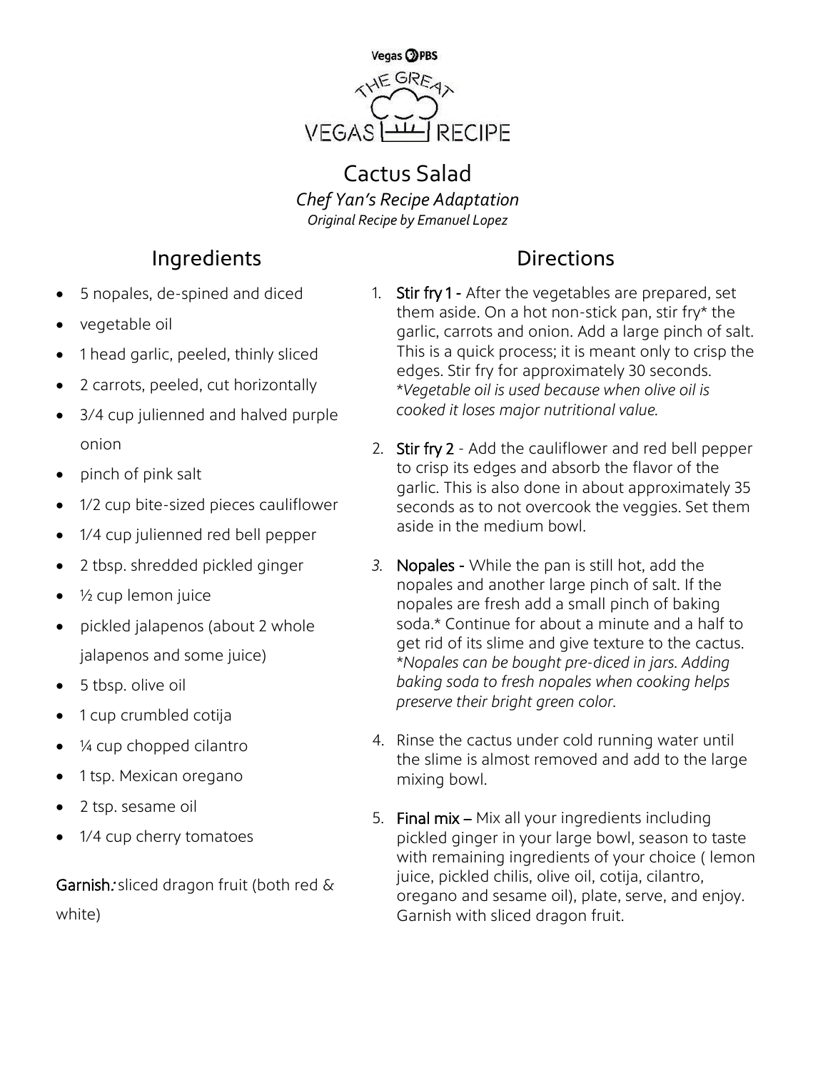Vegas PBS

THE GREAT VEGAS RECIPE

# Cactus Salad

*Chef Yan's Recipe Adaptation*

*Original Recipe by Emanuel Lopez*

## Ingredients

- 5 nopales, de-spined and diced
- vegetable oil
- 1 head garlic, peeled, thinly sliced
- 2 carrots, peeled, cut horizontally
- 3/4 cup julienned and halved purple onion
- pinch of pink salt
- 1/2 cup bite-sized pieces cauliflower
- 1/4 cup julienned red bell pepper
- 2 tbsp. shredded pickled ginger
- ½ cup lemon juice
- pickled jalapenos (about 2 whole jalapenos and some juice)
- 5 tbsp. olive oil
- 1 cup crumbled cotija
- ¼ cup chopped cilantro
- 1 tsp. Mexican oregano
- 2 tsp. sesame oil
- 1/4 cup cherry tomatoes

**Garnish:** sliced dragon fruit (both red & white)

## Directions

1. **Stir fry 1 -** After the vegetables are prepared, set them aside. On a hot non-stick pan, stir fry* the garlic, carrots and onion. Add a large pinch of salt. This is a quick process; it is meant only to crisp the edges. Stir fry for approximately 30 seconds.
   *\*Vegetable oil is used because when olive oil is cooked it loses major nutritional value.*

2. **Stir fry 2** - Add the cauliflower and red bell pepper to crisp its edges and absorb the flavor of the garlic. This is also done in about approximately 35 seconds as to not overcook the veggies. Set them aside in the medium bowl.

3. **Nopales -** While the pan is still hot, add the nopales and another large pinch of salt. If the nopales are fresh add a small pinch of baking soda.* Continue for about a minute and a half to get rid of its slime and give texture to the cactus.
   *\*Nopales can be bought pre-diced in jars. Adding baking soda to fresh nopales when cooking helps preserve their bright green color.*

4. Rinse the cactus under cold running water until the slime is almost removed and add to the large mixing bowl.

5. **Final mix –** Mix all your ingredients including pickled ginger in your large bowl, season to taste with remaining ingredients of your choice ( lemon juice, pickled chilis, olive oil, cotija, cilantro, oregano and sesame oil), plate, serve, and enjoy. Garnish with sliced dragon fruit.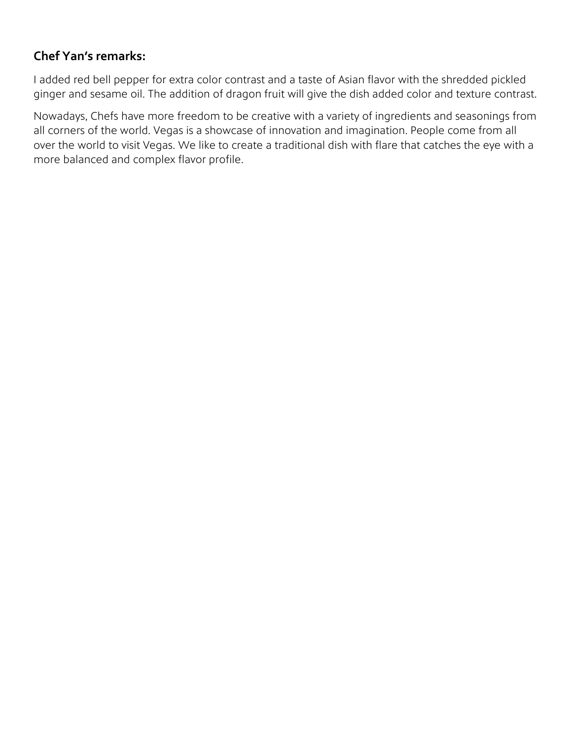**Chef Yan's remarks:**

I added red bell pepper for extra color contrast and a taste of Asian flavor with the shredded pickled ginger and sesame oil. The addition of dragon fruit will give the dish added color and texture contrast.

Nowadays, Chefs have more freedom to be creative with a variety of ingredients and seasonings from all corners of the world. Vegas is a showcase of innovation and imagination. People come from all over the world to visit Vegas. We like to create a traditional dish with flare that catches the eye with a more balanced and complex flavor profile.